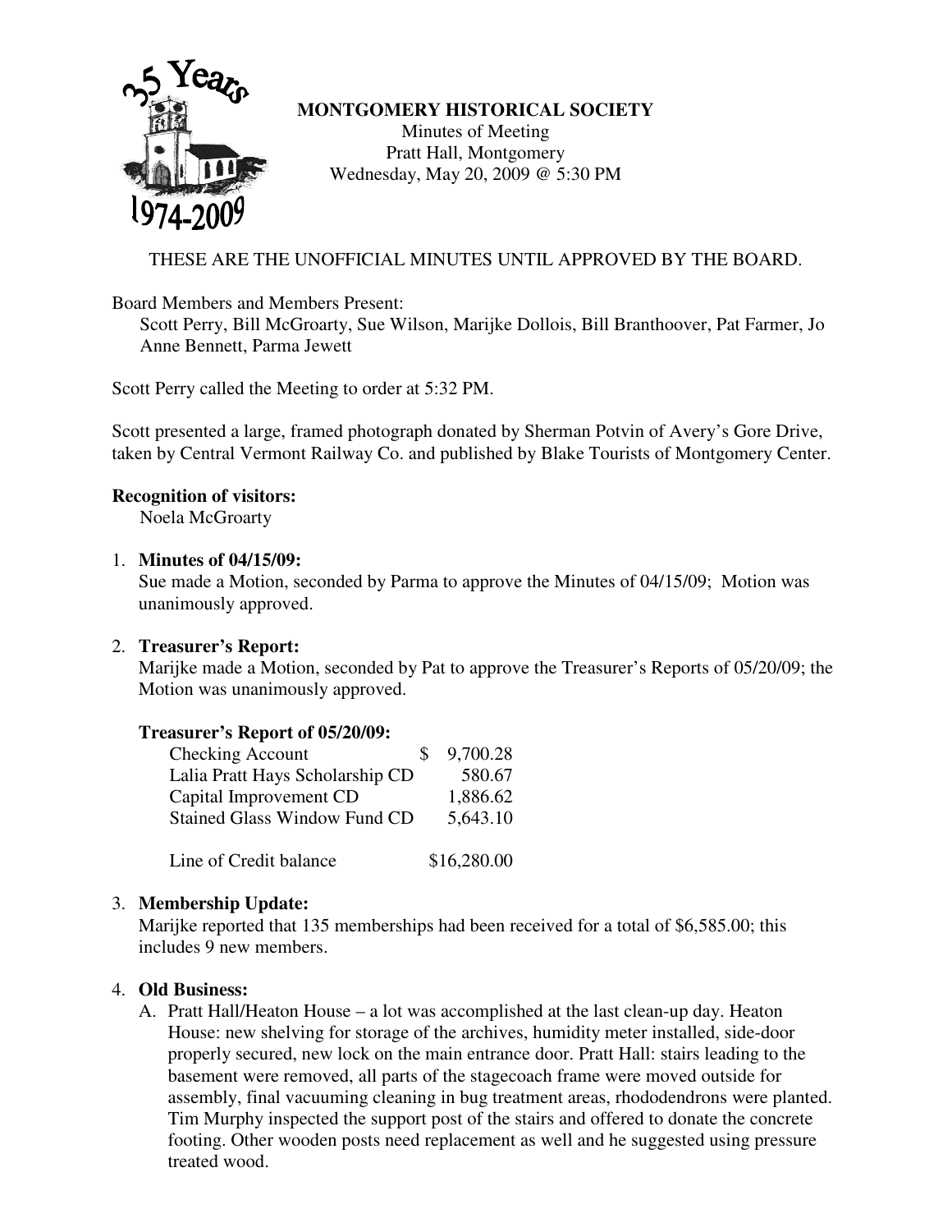# MONTGOMERY HISTORICAL SOCIETY

Minutes of Meeting
Pratt Hall, Montgomery
Wednesday, May 20, 2009 @ 5:30 PM

THESE ARE THE UNOFFICIAL MINUTES UNTIL APPROVED BY THE BOARD.

Board Members and Members Present:
Scott Perry, Bill McGroarty, Sue Wilson, Marijke Dollois, Bill Branthoover, Pat Farmer, Jo Anne Bennett, Parma Jewett

Scott Perry called the Meeting to order at 5:32 PM.

Scott presented a large, framed photograph donated by Sherman Potvin of Avery's Gore Drive, taken by Central Vermont Railway Co. and published by Blake Tourists of Montgomery Center.

**Recognition of visitors:**
Noela McGroarty

1. **Minutes of 04/15/09:**
   Sue made a Motion, seconded by Parma to approve the Minutes of 04/15/09; Motion was unanimously approved.

2. **Treasurer's Report:**
   Marijke made a Motion, seconded by Pat to approve the Treasurer's Reports of 05/20/09; the Motion was unanimously approved.

   **Treasurer's Report of 05/20/09:**

   | Account | Amount |
   |---|---|
   | Checking Account | $ 9,700.28 |
   | Lalia Pratt Hays Scholarship CD | 580.67 |
   | Capital Improvement CD | 1,886.62 |
   | Stained Glass Window Fund CD | 5,643.10 |
   | Line of Credit balance | $16,280.00 |

3. **Membership Update:**
   Marijke reported that 135 memberships had been received for a total of $6,585.00; this includes 9 new members.

4. **Old Business:**
   A. Pratt Hall/Heaton House – a lot was accomplished at the last clean-up day. Heaton House: new shelving for storage of the archives, humidity meter installed, side-door properly secured, new lock on the main entrance door. Pratt Hall: stairs leading to the basement were removed, all parts of the stagecoach frame were moved outside for assembly, final vacuuming cleaning in bug treatment areas, rhododendrons were planted. Tim Murphy inspected the support post of the stairs and offered to donate the concrete footing. Other wooden posts need replacement as well and he suggested using pressure treated wood.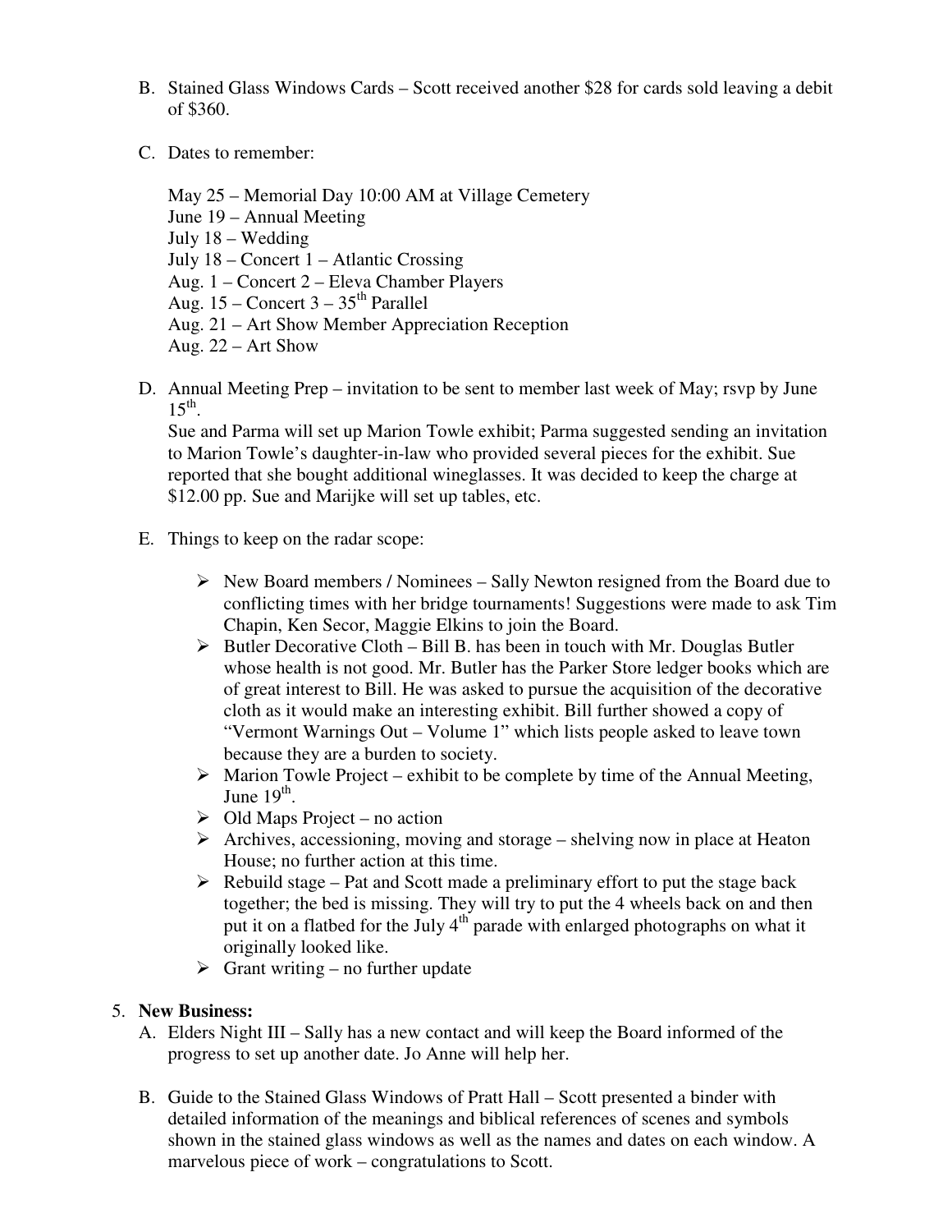B. Stained Glass Windows Cards – Scott received another $28 for cards sold leaving a debit of $360.

C. Dates to remember:

   May 25 – Memorial Day 10:00 AM at Village Cemetery
   June 19 – Annual Meeting
   July 18 – Wedding
   July 18 – Concert 1 – Atlantic Crossing
   Aug. 1 – Concert 2 – Eleva Chamber Players
   Aug. 15 – Concert 3 – 35th Parallel
   Aug. 21 – Art Show Member Appreciation Reception
   Aug. 22 – Art Show

D. Annual Meeting Prep – invitation to be sent to member last week of May; rsvp by June 15th.
   Sue and Parma will set up Marion Towle exhibit; Parma suggested sending an invitation to Marion Towle's daughter-in-law who provided several pieces for the exhibit. Sue reported that she bought additional wineglasses. It was decided to keep the charge at $12.00 pp. Sue and Marijke will set up tables, etc.

E. Things to keep on the radar scope:

   - New Board members / Nominees – Sally Newton resigned from the Board due to conflicting times with her bridge tournaments! Suggestions were made to ask Tim Chapin, Ken Secor, Maggie Elkins to join the Board.
   - Butler Decorative Cloth – Bill B. has been in touch with Mr. Douglas Butler whose health is not good. Mr. Butler has the Parker Store ledger books which are of great interest to Bill. He was asked to pursue the acquisition of the decorative cloth as it would make an interesting exhibit. Bill further showed a copy of "Vermont Warnings Out – Volume 1" which lists people asked to leave town because they are a burden to society.
   - Marion Towle Project – exhibit to be complete by time of the Annual Meeting, June 19th.
   - Old Maps Project – no action
   - Archives, accessioning, moving and storage – shelving now in place at Heaton House; no further action at this time.
   - Rebuild stage – Pat and Scott made a preliminary effort to put the stage back together; the bed is missing. They will try to put the 4 wheels back on and then put it on a flatbed for the July 4th parade with enlarged photographs on what it originally looked like.
   - Grant writing – no further update

5. **New Business:**

   A. Elders Night III – Sally has a new contact and will keep the Board informed of the progress to set up another date. Jo Anne will help her.

   B. Guide to the Stained Glass Windows of Pratt Hall – Scott presented a binder with detailed information of the meanings and biblical references of scenes and symbols shown in the stained glass windows as well as the names and dates on each window. A marvelous piece of work – congratulations to Scott.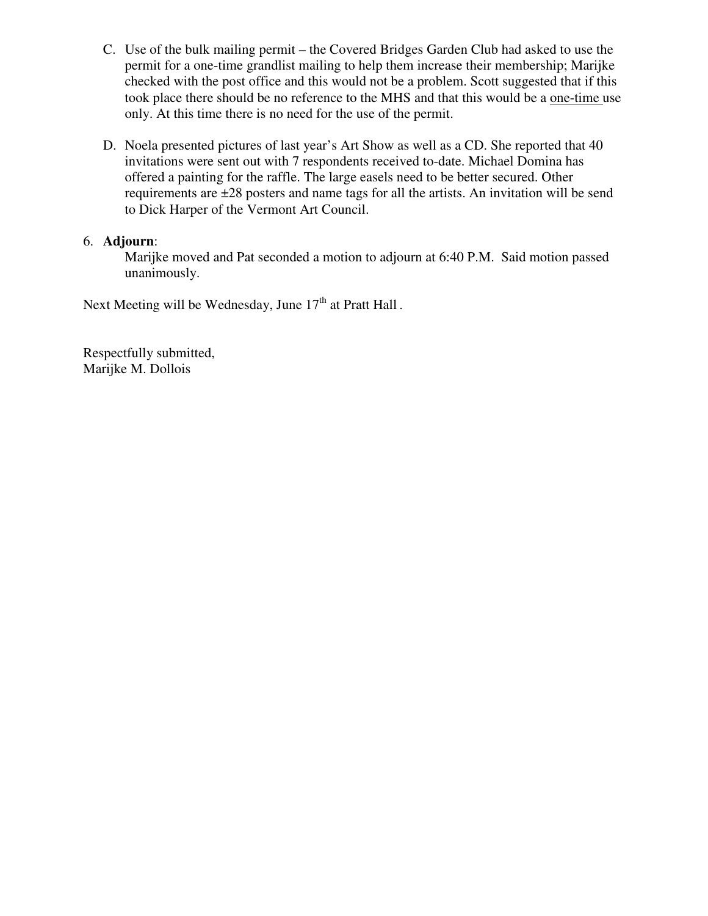C. Use of the bulk mailing permit – the Covered Bridges Garden Club had asked to use the permit for a one-time grandlist mailing to help them increase their membership; Marijke checked with the post office and this would not be a problem. Scott suggested that if this took place there should be no reference to the MHS and that this would be a <u>one-time</u> use only. At this time there is no need for the use of the permit.

D. Noela presented pictures of last year's Art Show as well as a CD. She reported that 40 invitations were sent out with 7 respondents received to-date. Michael Domina has offered a painting for the raffle. The large easels need to be better secured. Other requirements are ±28 posters and name tags for all the artists. An invitation will be send to Dick Harper of the Vermont Art Council.

6. **Adjourn**:
   Marijke moved and Pat seconded a motion to adjourn at 6:40 P.M. Said motion passed unanimously.

Next Meeting will be Wednesday, June 17th at Pratt Hall .

Respectfully submitted,
Marijke M. Dollois